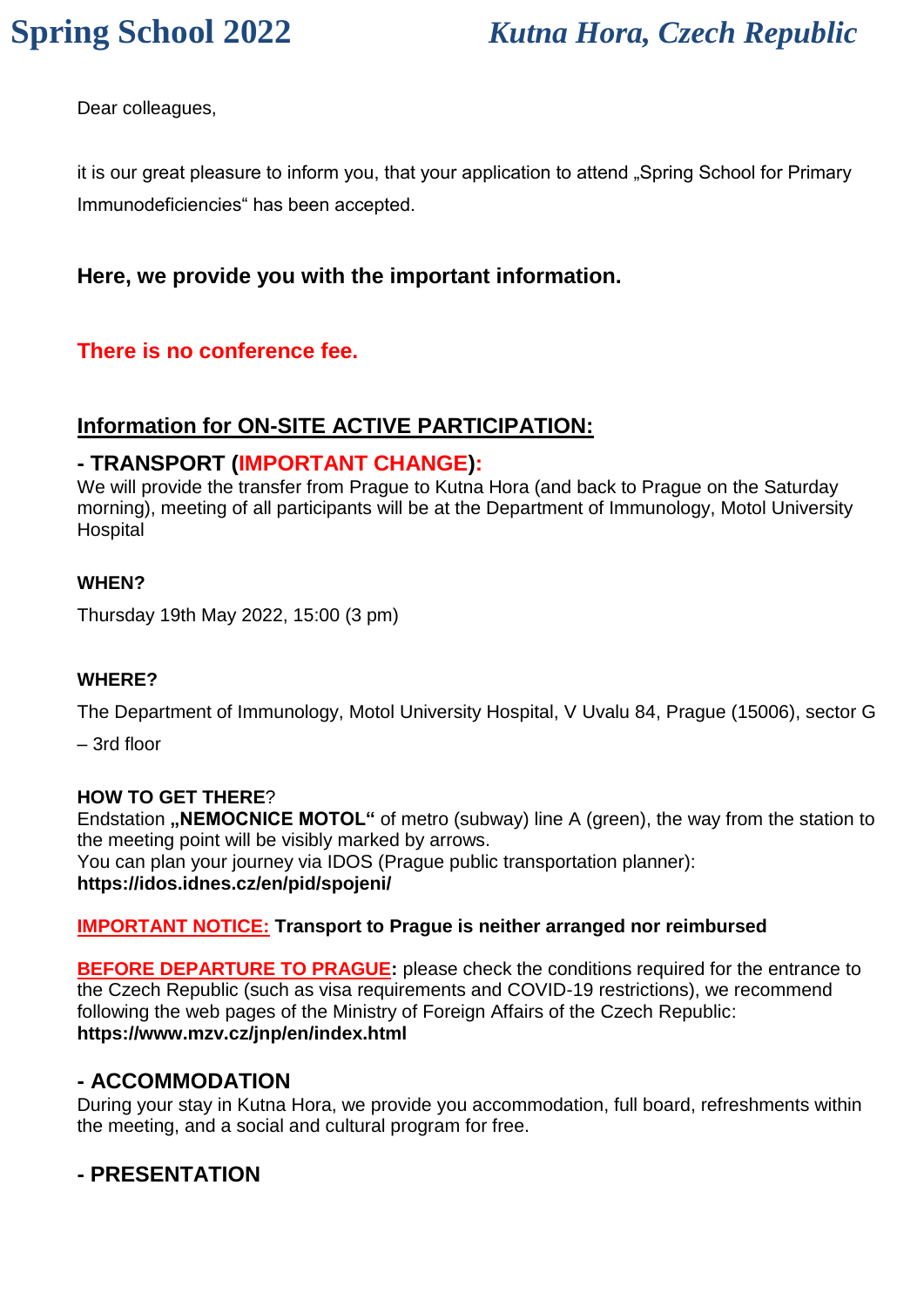# Spring School 2022 *Kutna Hora, Czech Republic*

Dear colleagues,

it is our great pleasure to inform you, that your application to attend „Spring School for Primary Immunodeficiencies“ has been accepted.

### Here, we provide you with the important information.

### There is no conference fee.

## Information for ON-SITE ACTIVE PARTICIPATION:

### - TRANSPORT (IMPORTANT CHANGE):

We will provide the transfer from Prague to Kutna Hora (and back to Prague on the Saturday morning), meeting of all participants will be at the Department of Immunology, Motol University Hospital

**WHEN?**

Thursday 19th May 2022, 15:00 (3 pm)

**WHERE?**

The Department of Immunology, Motol University Hospital, V Uvalu 84, Prague (15006), sector G – 3rd floor

**HOW TO GET THERE**?

Endstation **„NEMOCNICE MOTOL“** of metro (subway) line A (green), the way from the station to the meeting point will be visibly marked by arrows.
You can plan your journey via IDOS (Prague public transportation planner):
**https://idos.idnes.cz/en/pid/spojeni/**

IMPORTANT NOTICE: **Transport to Prague is neither arranged nor reimbursed**

**BEFORE DEPARTURE TO PRAGUE:** please check the conditions required for the entrance to the Czech Republic (such as visa requirements and COVID-19 restrictions), we recommend following the web pages of the Ministry of Foreign Affairs of the Czech Republic:
**https://www.mzv.cz/jnp/en/index.html**

### - ACCOMMODATION

During your stay in Kutna Hora, we provide you accommodation, full board, refreshments within the meeting, and a social and cultural program for free.

### - PRESENTATION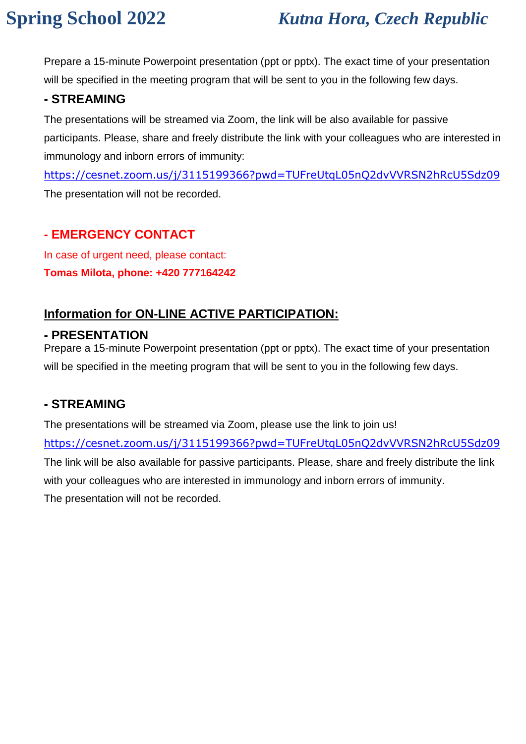Prepare a 15-minute Powerpoint presentation (ppt or pptx). The exact time of your presentation will be specified in the meeting program that will be sent to you in the following few days.

### - STREAMING

The presentations will be streamed via Zoom, the link will be also available for passive participants. Please, share and freely distribute the link with your colleagues who are interested in immunology and inborn errors of immunity:

https://cesnet.zoom.us/j/3115199366?pwd=TUFreUtqL05nQ2dvVVRSN2hRcU5Sdz09

The presentation will not be recorded.

### - EMERGENCY CONTACT

In case of urgent need, please contact:

**Tomas Milota, phone: +420 777164242**

## Information for ON-LINE ACTIVE PARTICIPATION:

### - PRESENTATION

Prepare a 15-minute Powerpoint presentation (ppt or pptx). The exact time of your presentation will be specified in the meeting program that will be sent to you in the following few days.

### - STREAMING

The presentations will be streamed via Zoom, please use the link to join us!

https://cesnet.zoom.us/j/3115199366?pwd=TUFreUtqL05nQ2dvVVRSN2hRcU5Sdz09

The link will be also available for passive participants. Please, share and freely distribute the link with your colleagues who are interested in immunology and inborn errors of immunity.

The presentation will not be recorded.